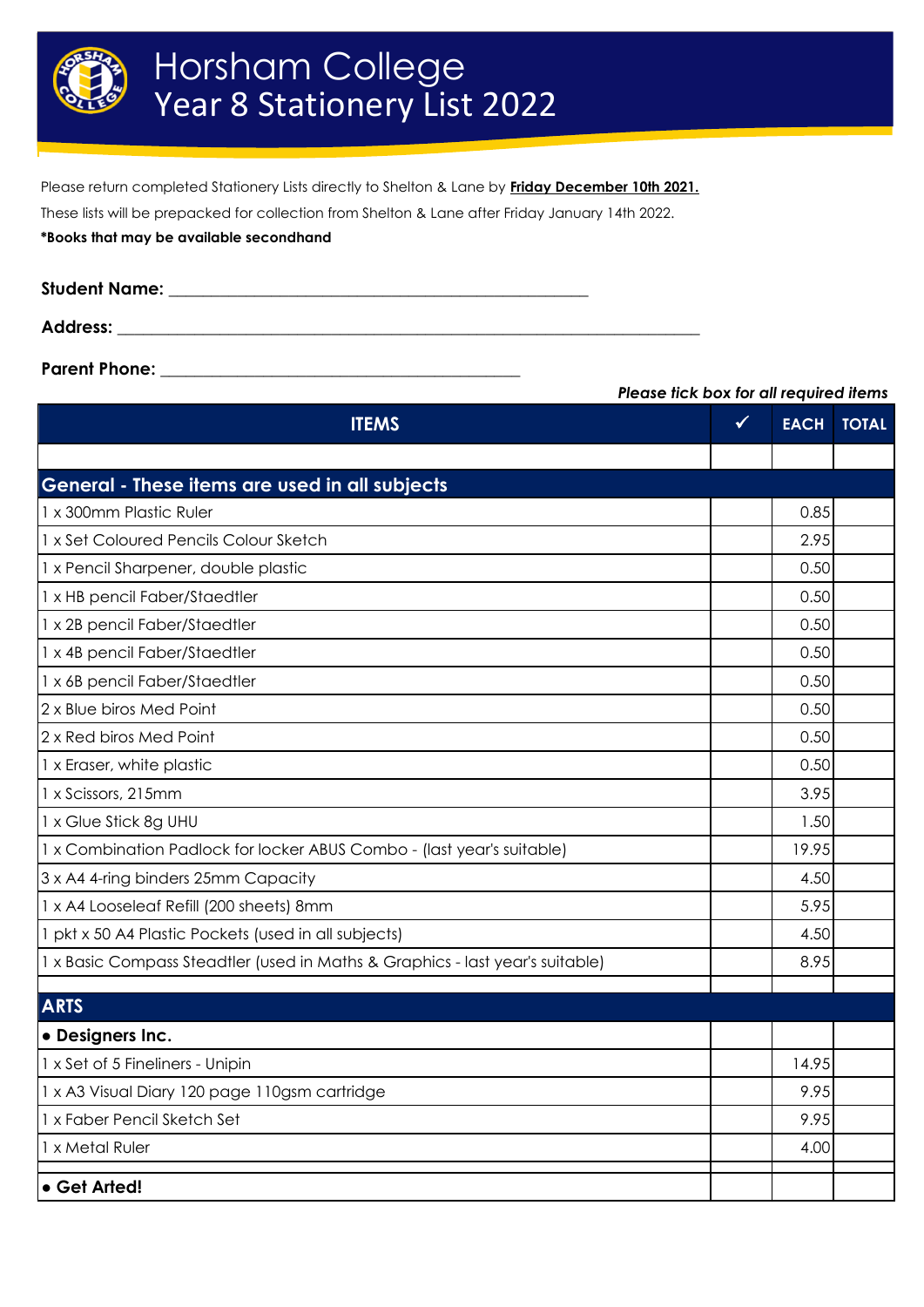# Horsham College
## Year 8 Stationery List 2022

Please return completed Stationery Lists directly to Shelton & Lane by **Friday December 10th 2021.**

These lists will be prepacked for collection from Shelton & Lane after Friday January 14th 2022.

***Books that may be available secondhand**

**Student Name:** ______________________________

**Address:** ______________________________

**Parent Phone:** ______________________________

*Please tick box for all required items*

| ITEMS | ✓ | EACH | TOTAL |
|---|---|---|---|
| | | | |
| **General - These items are used in all subjects** | | | |
| 1 x 300mm Plastic Ruler | | 0.85 | |
| 1 x Set Coloured Pencils Colour Sketch | | 2.95 | |
| 1 x Pencil Sharpener, double plastic | | 0.50 | |
| 1 x HB pencil Faber/Staedtler | | 0.50 | |
| 1 x 2B pencil Faber/Staedtler | | 0.50 | |
| 1 x 4B pencil Faber/Staedtler | | 0.50 | |
| 1 x 6B pencil Faber/Staedtler | | 0.50 | |
| 2 x Blue biros Med Point | | 0.50 | |
| 2 x Red biros Med Point | | 0.50 | |
| 1 x Eraser, white plastic | | 0.50 | |
| 1 x Scissors, 215mm | | 3.95 | |
| 1 x Glue Stick 8g UHU | | 1.50 | |
| 1 x Combination Padlock for locker ABUS Combo - (last year's suitable) | | 19.95 | |
| 3 x A4 4-ring binders 25mm Capacity | | 4.50 | |
| 1 x A4 Looseleaf Refill (200 sheets) 8mm | | 5.95 | |
| 1 pkt x 50 A4 Plastic Pockets (used in all subjects) | | 4.50 | |
| 1 x Basic Compass Steadtler (used in Maths & Graphics - last year's suitable) | | 8.95 | |
| | | | |
| **ARTS** | | | |
| **• Designers Inc.** | | | |
| 1 x Set of 5 Fineliners - Unipin | | 14.95 | |
| 1 x A3 Visual Diary 120 page 110gsm cartridge | | 9.95 | |
| 1 x Faber Pencil Sketch Set | | 9.95 | |
| 1 x Metal Ruler | | 4.00 | |
| | | | |
| **• Get Arted!** | | | |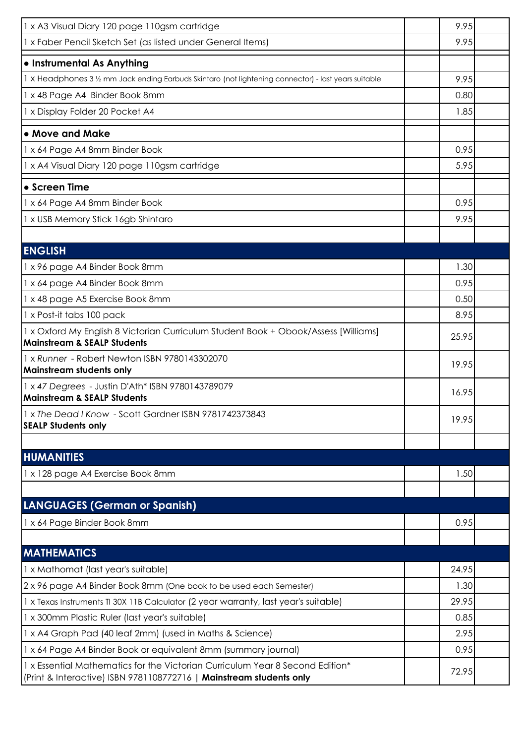| | | | |
|---|---|---|---|
| 1 x A3 Visual Diary 120 page 110gsm cartridge | | 9.95 | |
| 1 x Faber Pencil Sketch Set (as listed under General Items) | | 9.95 | |
| **• Instrumental As Anything** | | | |
| 1 x Headphones 3 ½ mm Jack ending Earbuds Skintaro (not lightening connector) - last years suitable | | 9.95 | |
| 1 x 48 Page A4 Binder Book 8mm | | 0.80 | |
| 1 x Display Folder 20 Pocket A4 | | 1.85 | |
| **• Move and Make** | | | |
| 1 x 64 Page A4 8mm Binder Book | | 0.95 | |
| 1 x A4 Visual Diary 120 page 110gsm cartridge | | 5.95 | |
| **• Screen Time** | | | |
| 1 x 64 Page A4 8mm Binder Book | | 0.95 | |
| 1 x USB Memory Stick 16gb Shintaro | | 9.95 | |
| | | | |
| **ENGLISH** | | | |
| 1 x 96 page A4 Binder Book 8mm | | 1.30 | |
| 1 x 64 page A4 Binder Book 8mm | | 0.95 | |
| 1 x 48 page A5 Exercise Book 8mm | | 0.50 | |
| 1 x Post-it tabs 100 pack | | 8.95 | |
| 1 x Oxford My English 8 Victorian Curriculum Student Book + Obook/Assess [Williams] **Mainstream & SEALP Students** | | 25.95 | |
| 1 x *Runner* - Robert Newton ISBN 9780143302070 **Mainstream students only** | | 19.95 | |
| 1 x *47 Degrees* - Justin D'Ath* ISBN 9780143789079 **Mainstream & SEALP Students** | | 16.95 | |
| 1 x *The Dead I Know* - Scott Gardner ISBN 9781742373843 **SEALP Students only** | | 19.95 | |
| | | | |
| **HUMANITIES** | | | |
| 1 x 128 page A4 Exercise Book 8mm | | 1.50 | |
| | | | |
| **LANGUAGES (German or Spanish)** | | | |
| 1 x 64 Page Binder Book 8mm | | 0.95 | |
| | | | |
| **MATHEMATICS** | | | |
| 1 x Mathomat (last year's suitable) | | 24.95 | |
| 2 x 96 page A4 Binder Book 8mm (One book to be used each Semester) | | 1.30 | |
| 1 x Texas Instruments TI 30X 11B Calculator (2 year warranty, last year's suitable) | | 29.95 | |
| 1 x 300mm Plastic Ruler (last year's suitable) | | 0.85 | |
| 1 x A4 Graph Pad (40 leaf 2mm) (used in Maths & Science) | | 2.95 | |
| 1 x 64 Page A4 Binder Book or equivalent 8mm (summary journal) | | 0.95 | |
| 1 x Essential Mathematics for the Victorian Curriculum Year 8 Second Edition* (Print & Interactive) ISBN 9781108772716 \| **Mainstream students only** | | 72.95 | |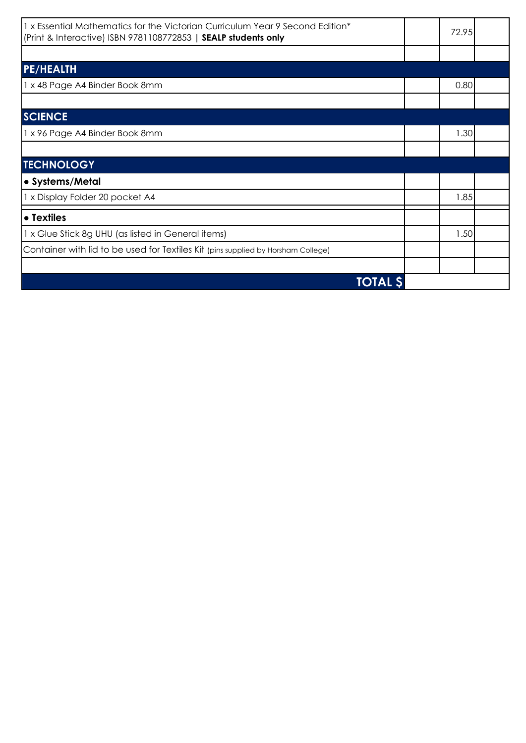| | | | |
|---|---|---|---|
| 1 x Essential Mathematics for the Victorian Curriculum Year 9 Second Edition* (Print & Interactive) ISBN 9781108772853 \| **SEALP students only** | | 72.95 | |
| | | | |
| **PE/HEALTH** | | | |
| 1 x 48 Page A4 Binder Book 8mm | | 0.80 | |
| | | | |
| **SCIENCE** | | | |
| 1 x 96 Page A4 Binder Book 8mm | | 1.30 | |
| | | | |
| **TECHNOLOGY** | | | |
| **• Systems/Metal** | | | |
| 1 x Display Folder 20 pocket A4 | | 1.85 | |
| **• Textiles** | | | |
| 1 x Glue Stick 8g UHU (as listed in General items) | | 1.50 | |
| Container with lid to be used for Textiles Kit (pins supplied by Horsham College) | | | |
| | | | |
| **TOTAL $** | | | |